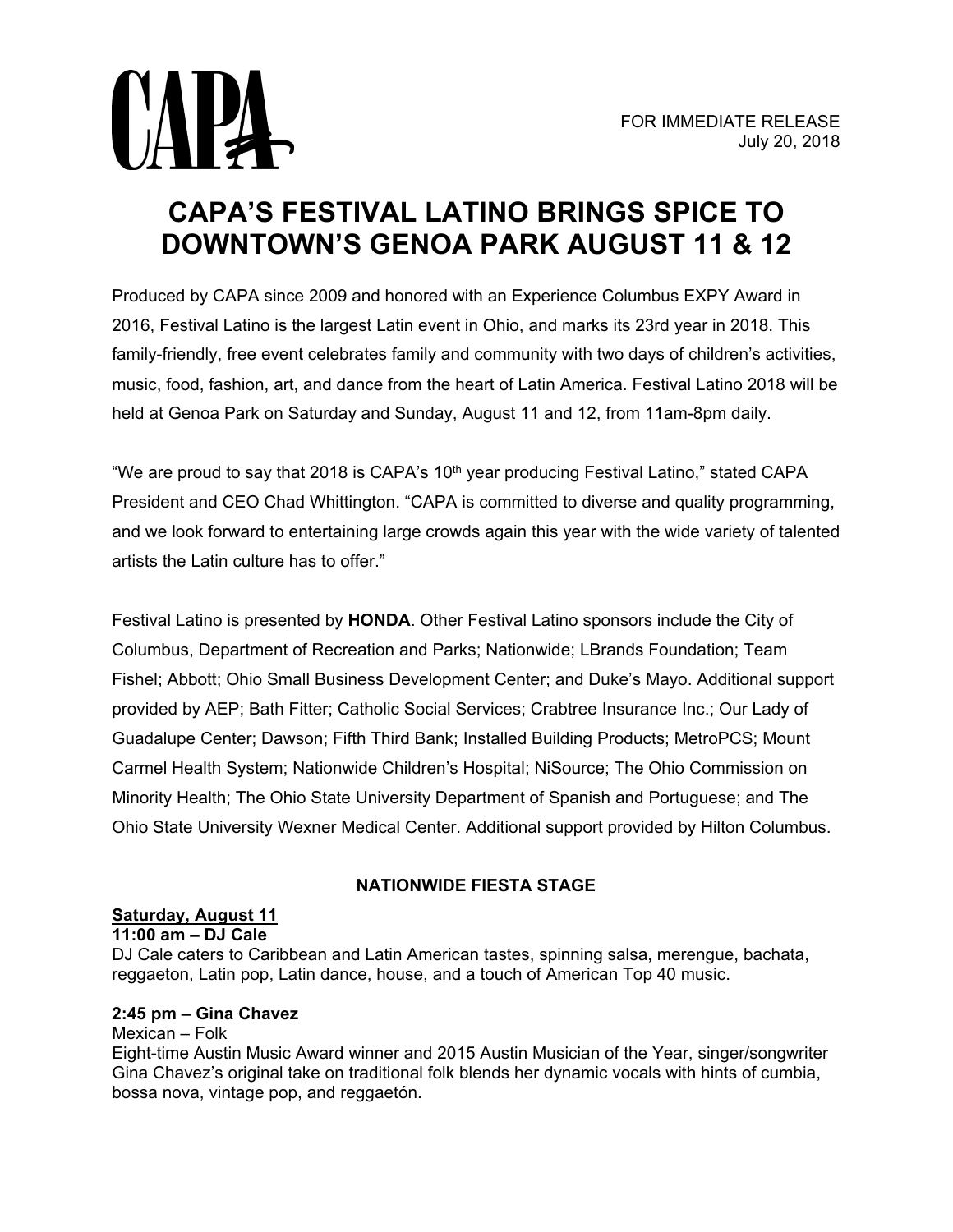CAPA

FOR IMMEDIATE RELEASE
July 20, 2018

# CAPA'S FESTIVAL LATINO BRINGS SPICE TO DOWNTOWN'S GENOA PARK AUGUST 11 & 12

Produced by CAPA since 2009 and honored with an Experience Columbus EXPY Award in 2016, Festival Latino is the largest Latin event in Ohio, and marks its 23rd year in 2018. This family-friendly, free event celebrates family and community with two days of children's activities, music, food, fashion, art, and dance from the heart of Latin America. Festival Latino 2018 will be held at Genoa Park on Saturday and Sunday, August 11 and 12, from 11am-8pm daily.

"We are proud to say that 2018 is CAPA's 10th year producing Festival Latino," stated CAPA President and CEO Chad Whittington. "CAPA is committed to diverse and quality programming, and we look forward to entertaining large crowds again this year with the wide variety of talented artists the Latin culture has to offer."

Festival Latino is presented by **HONDA**. Other Festival Latino sponsors include the City of Columbus, Department of Recreation and Parks; Nationwide; LBrands Foundation; Team Fishel; Abbott; Ohio Small Business Development Center; and Duke's Mayo. Additional support provided by AEP; Bath Fitter; Catholic Social Services; Crabtree Insurance Inc.; Our Lady of Guadalupe Center; Dawson; Fifth Third Bank; Installed Building Products; MetroPCS; Mount Carmel Health System; Nationwide Children's Hospital; NiSource; The Ohio Commission on Minority Health; The Ohio State University Department of Spanish and Portuguese; and The Ohio State University Wexner Medical Center. Additional support provided by Hilton Columbus.

## NATIONWIDE FIESTA STAGE

### Saturday, August 11

**11:00 am – DJ Cale**

DJ Cale caters to Caribbean and Latin American tastes, spinning salsa, merengue, bachata, reggaeton, Latin pop, Latin dance, house, and a touch of American Top 40 music.

**2:45 pm – Gina Chavez**

Mexican – Folk

Eight-time Austin Music Award winner and 2015 Austin Musician of the Year, singer/songwriter Gina Chavez's original take on traditional folk blends her dynamic vocals with hints of cumbia, bossa nova, vintage pop, and reggaetón.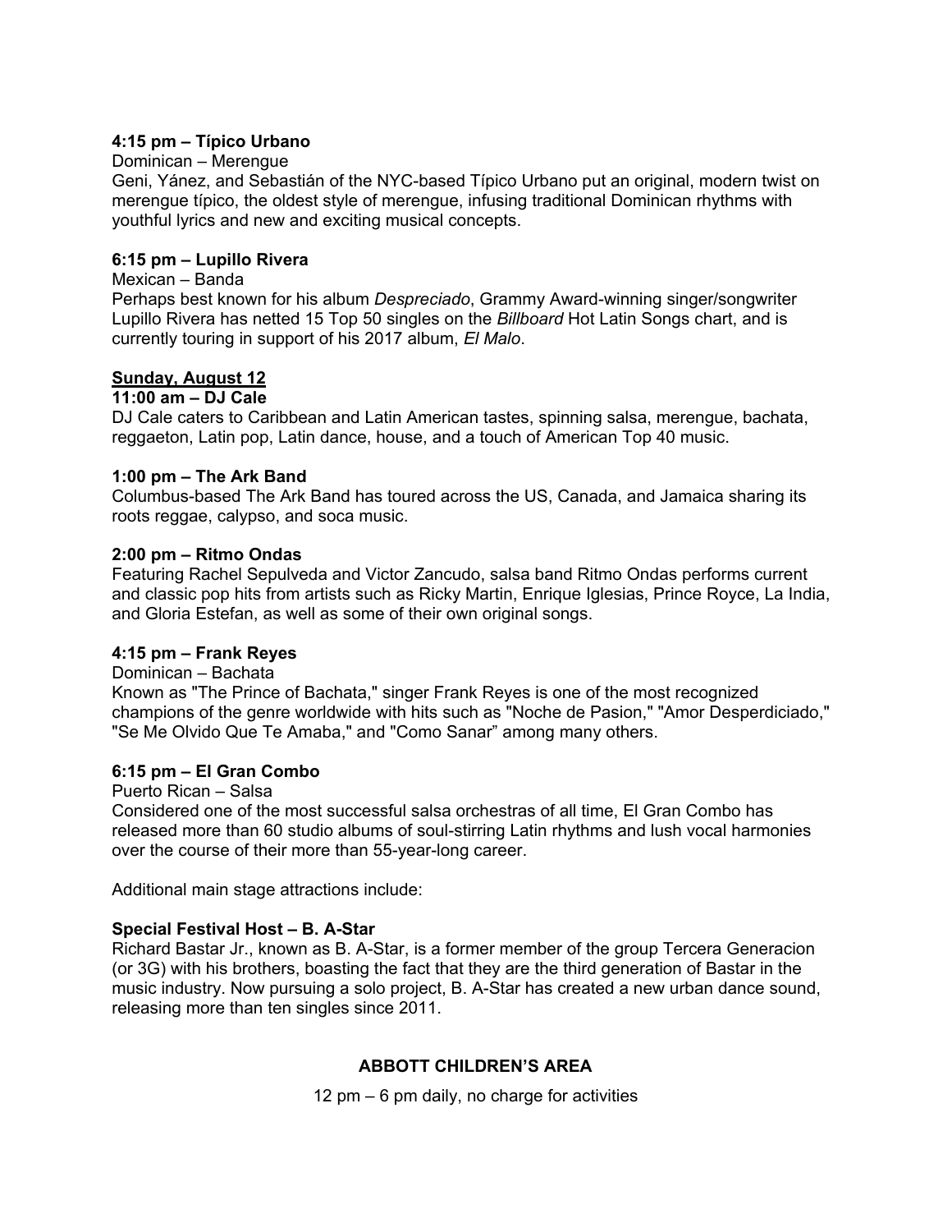**4:15 pm – Típico Urbano**

Dominican – Merengue

Geni, Yánez, and Sebastián of the NYC-based Típico Urbano put an original, modern twist on merengue típico, the oldest style of merengue, infusing traditional Dominican rhythms with youthful lyrics and new and exciting musical concepts.

**6:15 pm – Lupillo Rivera**

Mexican – Banda

Perhaps best known for his album *Despreciado*, Grammy Award-winning singer/songwriter Lupillo Rivera has netted 15 Top 50 singles on the *Billboard* Hot Latin Songs chart, and is currently touring in support of his 2017 album, *El Malo*.

**Sunday, August 12**

**11:00 am – DJ Cale**

DJ Cale caters to Caribbean and Latin American tastes, spinning salsa, merengue, bachata, reggaeton, Latin pop, Latin dance, house, and a touch of American Top 40 music.

**1:00 pm – The Ark Band**

Columbus-based The Ark Band has toured across the US, Canada, and Jamaica sharing its roots reggae, calypso, and soca music.

**2:00 pm – Ritmo Ondas**

Featuring Rachel Sepulveda and Victor Zancudo, salsa band Ritmo Ondas performs current and classic pop hits from artists such as Ricky Martin, Enrique Iglesias, Prince Royce, La India, and Gloria Estefan, as well as some of their own original songs.

**4:15 pm – Frank Reyes**

Dominican – Bachata

Known as "The Prince of Bachata," singer Frank Reyes is one of the most recognized champions of the genre worldwide with hits such as "Noche de Pasion," "Amor Desperdiciado," "Se Me Olvido Que Te Amaba," and "Como Sanar" among many others.

**6:15 pm – El Gran Combo**

Puerto Rican – Salsa

Considered one of the most successful salsa orchestras of all time, El Gran Combo has released more than 60 studio albums of soul-stirring Latin rhythms and lush vocal harmonies over the course of their more than 55-year-long career.

Additional main stage attractions include:

**Special Festival Host – B. A-Star**

Richard Bastar Jr., known as B. A-Star, is a former member of the group Tercera Generacion (or 3G) with his brothers, boasting the fact that they are the third generation of Bastar in the music industry. Now pursuing a solo project, B. A-Star has created a new urban dance sound, releasing more than ten singles since 2011.

## ABBOTT CHILDREN'S AREA

12 pm – 6 pm daily, no charge for activities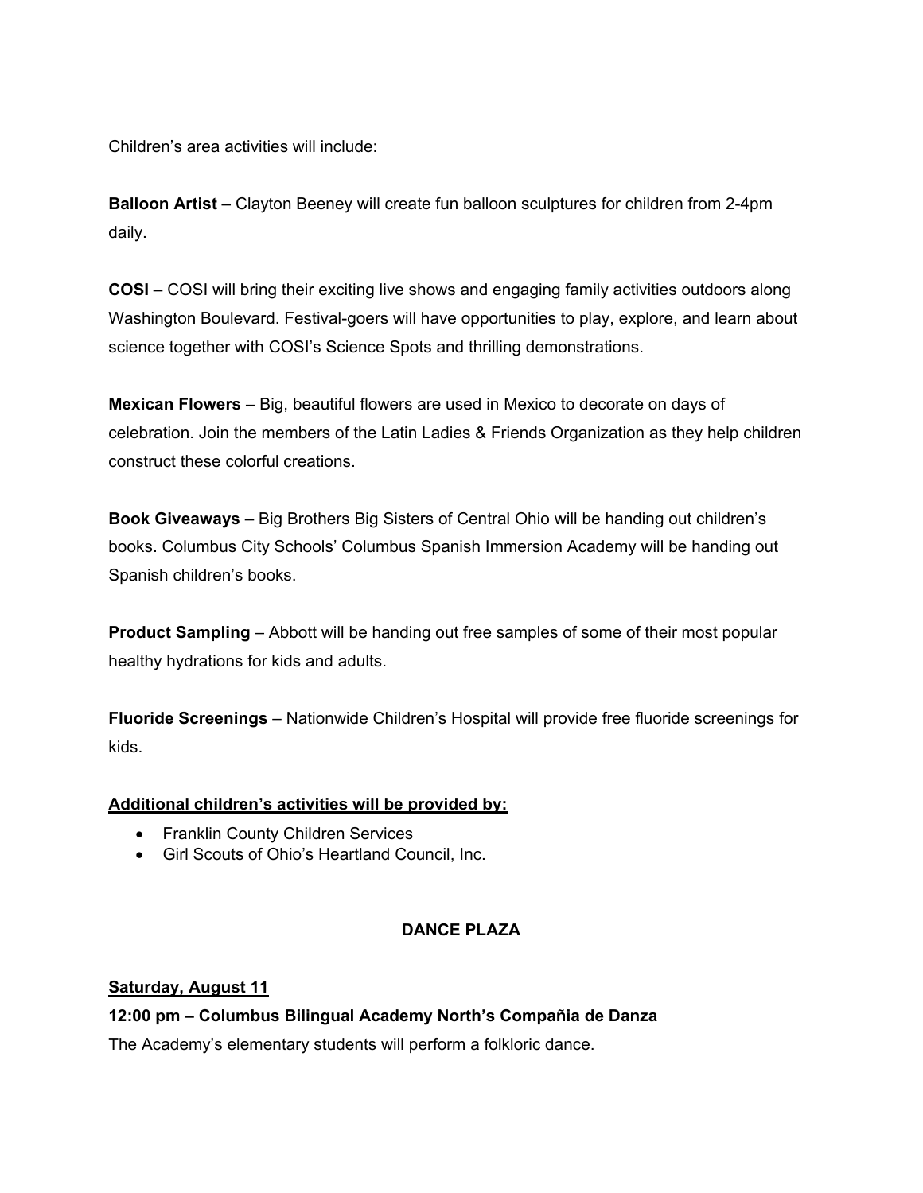Children's area activities will include:

**Balloon Artist** – Clayton Beeney will create fun balloon sculptures for children from 2-4pm daily.

**COSI** – COSI will bring their exciting live shows and engaging family activities outdoors along Washington Boulevard. Festival-goers will have opportunities to play, explore, and learn about science together with COSI's Science Spots and thrilling demonstrations.

**Mexican Flowers** – Big, beautiful flowers are used in Mexico to decorate on days of celebration. Join the members of the Latin Ladies & Friends Organization as they help children construct these colorful creations.

**Book Giveaways** – Big Brothers Big Sisters of Central Ohio will be handing out children's books. Columbus City Schools' Columbus Spanish Immersion Academy will be handing out Spanish children's books.

**Product Sampling** – Abbott will be handing out free samples of some of their most popular healthy hydrations for kids and adults.

**Fluoride Screenings** – Nationwide Children's Hospital will provide free fluoride screenings for kids.

<u>**Additional children's activities will be provided by:**</u>

- Franklin County Children Services
- Girl Scouts of Ohio's Heartland Council, Inc.

## DANCE PLAZA

<u>**Saturday, August 11**</u>

**12:00 pm – Columbus Bilingual Academy North's Compañia de Danza**

The Academy's elementary students will perform a folkloric dance.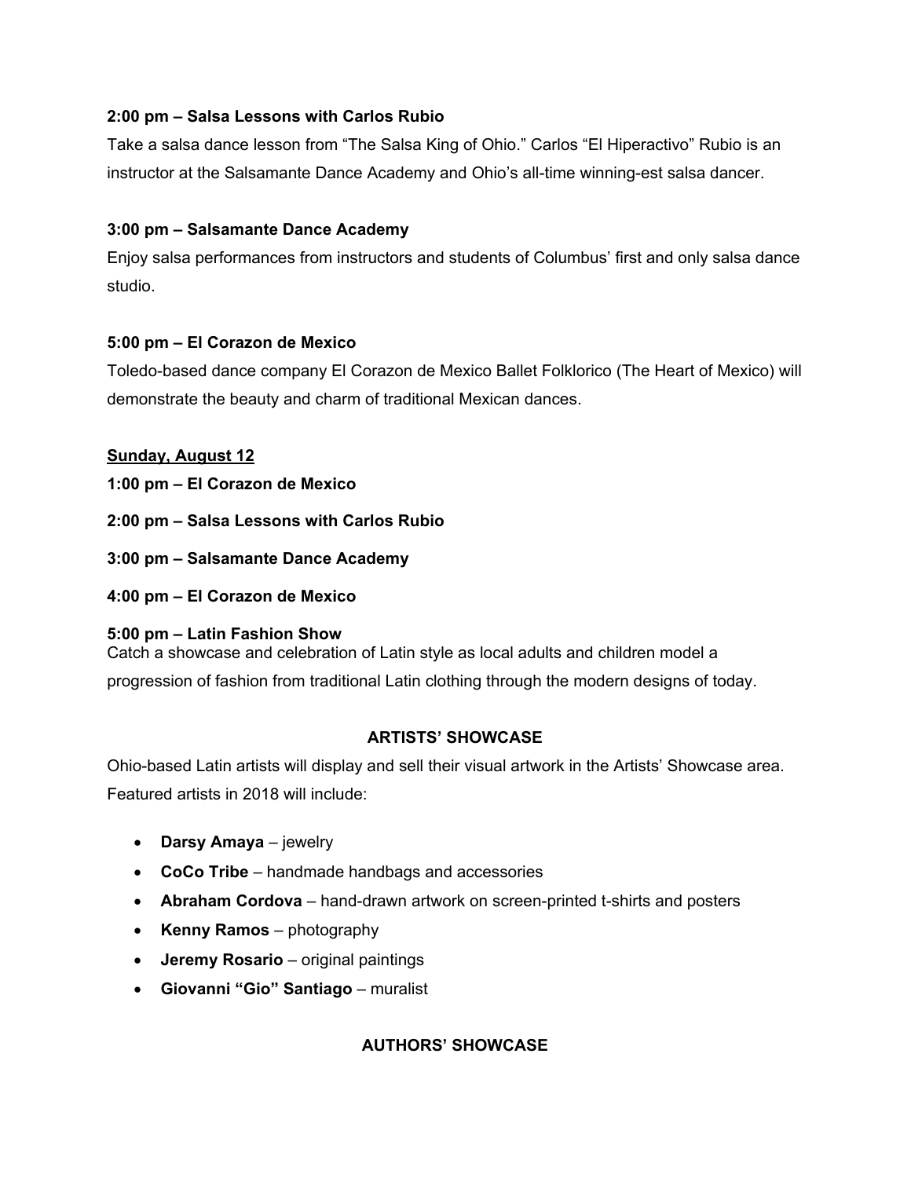**2:00 pm – Salsa Lessons with Carlos Rubio**

Take a salsa dance lesson from "The Salsa King of Ohio." Carlos "El Hiperactivo" Rubio is an instructor at the Salsamante Dance Academy and Ohio's all-time winning-est salsa dancer.

**3:00 pm – Salsamante Dance Academy**

Enjoy salsa performances from instructors and students of Columbus' first and only salsa dance studio.

**5:00 pm – El Corazon de Mexico**

Toledo-based dance company El Corazon de Mexico Ballet Folklorico (The Heart of Mexico) will demonstrate the beauty and charm of traditional Mexican dances.

<u>**Sunday, August 12**</u>

**1:00 pm – El Corazon de Mexico**

**2:00 pm – Salsa Lessons with Carlos Rubio**

**3:00 pm – Salsamante Dance Academy**

**4:00 pm – El Corazon de Mexico**

**5:00 pm – Latin Fashion Show**

Catch a showcase and celebration of Latin style as local adults and children model a progression of fashion from traditional Latin clothing through the modern designs of today.

## ARTISTS' SHOWCASE

Ohio-based Latin artists will display and sell their visual artwork in the Artists' Showcase area. Featured artists in 2018 will include:

- **Darsy Amaya** – jewelry
- **CoCo Tribe** – handmade handbags and accessories
- **Abraham Cordova** – hand-drawn artwork on screen-printed t-shirts and posters
- **Kenny Ramos** – photography
- **Jeremy Rosario** – original paintings
- **Giovanni "Gio" Santiago** – muralist

## AUTHORS' SHOWCASE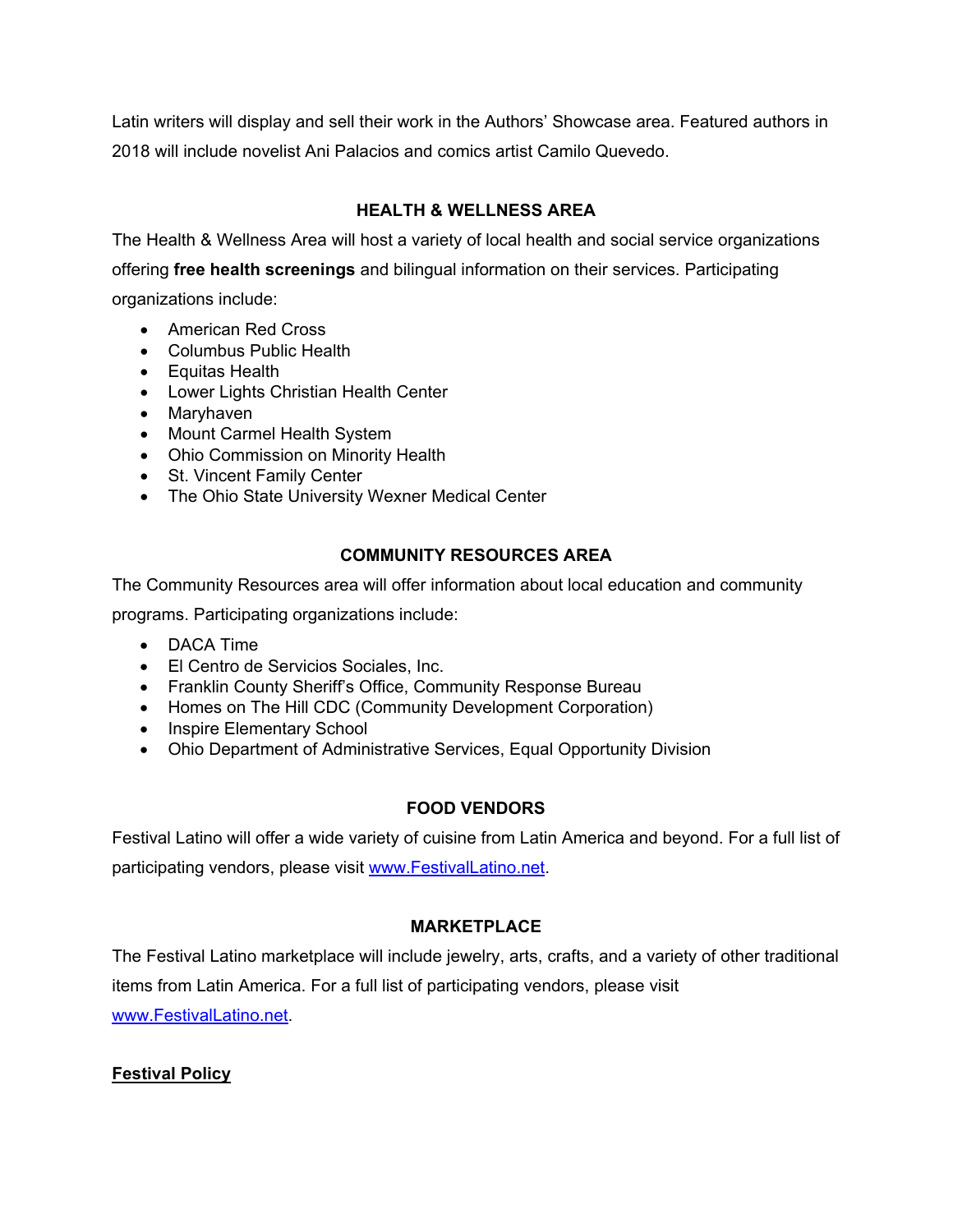Latin writers will display and sell their work in the Authors' Showcase area. Featured authors in 2018 will include novelist Ani Palacios and comics artist Camilo Quevedo.

### HEALTH & WELLNESS AREA

The Health & Wellness Area will host a variety of local health and social service organizations offering **free health screenings** and bilingual information on their services. Participating organizations include:

- American Red Cross
- Columbus Public Health
- Equitas Health
- Lower Lights Christian Health Center
- Maryhaven
- Mount Carmel Health System
- Ohio Commission on Minority Health
- St. Vincent Family Center
- The Ohio State University Wexner Medical Center

### COMMUNITY RESOURCES AREA

The Community Resources area will offer information about local education and community programs. Participating organizations include:

- DACA Time
- El Centro de Servicios Sociales, Inc.
- Franklin County Sheriff's Office, Community Response Bureau
- Homes on The Hill CDC (Community Development Corporation)
- Inspire Elementary School
- Ohio Department of Administrative Services, Equal Opportunity Division

### FOOD VENDORS

Festival Latino will offer a wide variety of cuisine from Latin America and beyond. For a full list of participating vendors, please visit www.FestivalLatino.net.

### MARKETPLACE

The Festival Latino marketplace will include jewelry, arts, crafts, and a variety of other traditional items from Latin America. For a full list of participating vendors, please visit www.FestivalLatino.net.

## Festival Policy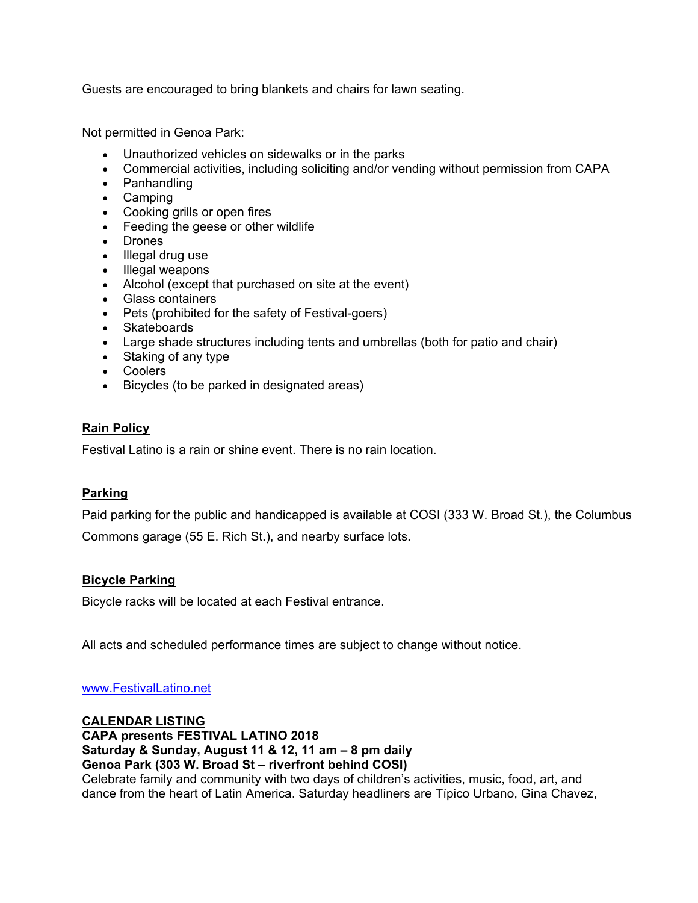Guests are encouraged to bring blankets and chairs for lawn seating.

Not permitted in Genoa Park:

- Unauthorized vehicles on sidewalks or in the parks
- Commercial activities, including soliciting and/or vending without permission from CAPA
- Panhandling
- Camping
- Cooking grills or open fires
- Feeding the geese or other wildlife
- Drones
- Illegal drug use
- Illegal weapons
- Alcohol (except that purchased on site at the event)
- Glass containers
- Pets (prohibited for the safety of Festival-goers)
- Skateboards
- Large shade structures including tents and umbrellas (both for patio and chair)
- Staking of any type
- Coolers
- Bicycles (to be parked in designated areas)

**Rain Policy**

Festival Latino is a rain or shine event. There is no rain location.

**Parking**

Paid parking for the public and handicapped is available at COSI (333 W. Broad St.), the Columbus Commons garage (55 E. Rich St.), and nearby surface lots.

**Bicycle Parking**

Bicycle racks will be located at each Festival entrance.

All acts and scheduled performance times are subject to change without notice.

[www.FestivalLatino.net](http://www.FestivalLatino.net)

**CALENDAR LISTING**
**CAPA presents FESTIVAL LATINO 2018**
**Saturday & Sunday, August 11 & 12, 11 am – 8 pm daily**
**Genoa Park (303 W. Broad St – riverfront behind COSI)**
Celebrate family and community with two days of children's activities, music, food, art, and dance from the heart of Latin America. Saturday headliners are Típico Urbano, Gina Chavez,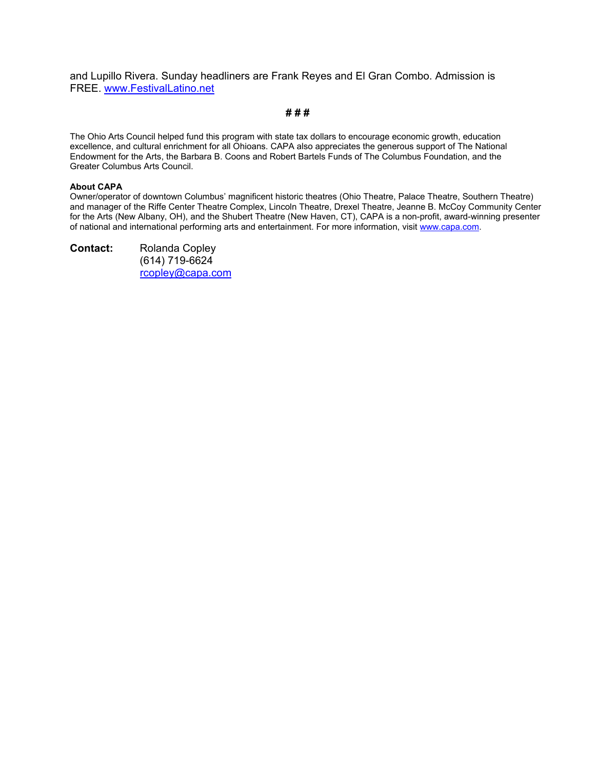and Lupillo Rivera. Sunday headliners are Frank Reyes and El Gran Combo. Admission is FREE. www.FestivalLatino.net

# # #

The Ohio Arts Council helped fund this program with state tax dollars to encourage economic growth, education excellence, and cultural enrichment for all Ohioans. CAPA also appreciates the generous support of The National Endowment for the Arts, the Barbara B. Coons and Robert Bartels Funds of The Columbus Foundation, and the Greater Columbus Arts Council.

**About CAPA**
Owner/operator of downtown Columbus' magnificent historic theatres (Ohio Theatre, Palace Theatre, Southern Theatre) and manager of the Riffe Center Theatre Complex, Lincoln Theatre, Drexel Theatre, Jeanne B. McCoy Community Center for the Arts (New Albany, OH), and the Shubert Theatre (New Haven, CT), CAPA is a non-profit, award-winning presenter of national and international performing arts and entertainment. For more information, visit www.capa.com.

**Contact:** Rolanda Copley
(614) 719-6624
rcopley@capa.com